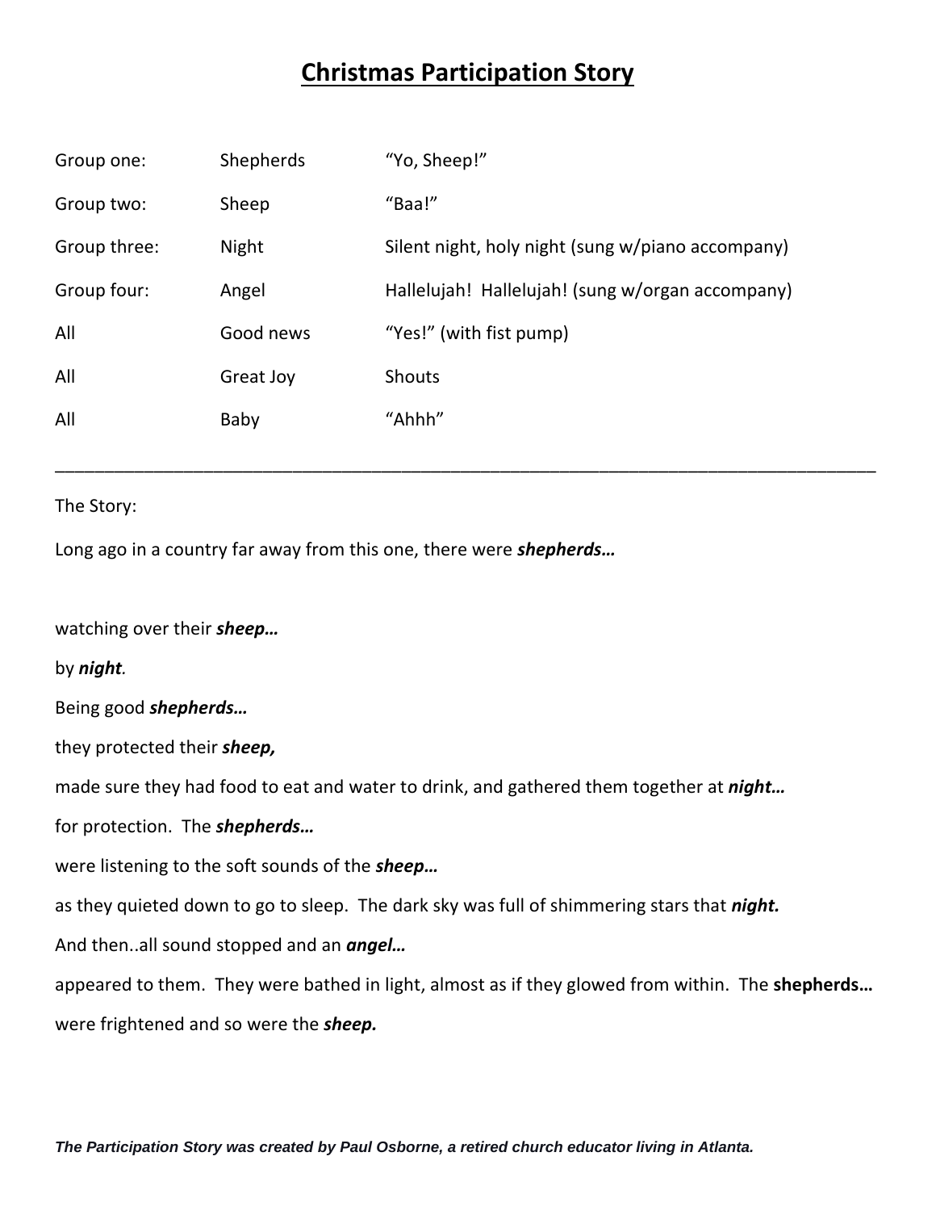# Christmas Participation Story

| | | |
|---|---|---|
| Group one: | Shepherds | "Yo, Sheep!" |
| Group two: | Sheep | "Baa!" |
| Group three: | Night | Silent night, holy night (sung w/piano accompany) |
| Group four: | Angel | Hallelujah! Hallelujah! (sung w/organ accompany) |
| All | Good news | "Yes!" (with fist pump) |
| All | Great Joy | Shouts |
| All | Baby | "Ahhh" |

---

The Story:

Long ago in a country far away from this one, there were ***shepherds…***

watching over their ***sheep…***

by ***night***.

Being good ***shepherds…***

they protected their ***sheep,***

made sure they had food to eat and water to drink, and gathered them together at ***night…***

for protection. The ***shepherds…***

were listening to the soft sounds of the ***sheep…***

as they quieted down to go to sleep. The dark sky was full of shimmering stars that ***night.***

And then..all sound stopped and an ***angel…***

appeared to them. They were bathed in light, almost as if they glowed from within. The **shepherds…**

were frightened and so were the ***sheep.***

***The Participation Story was created by Paul Osborne, a retired church educator living in Atlanta.***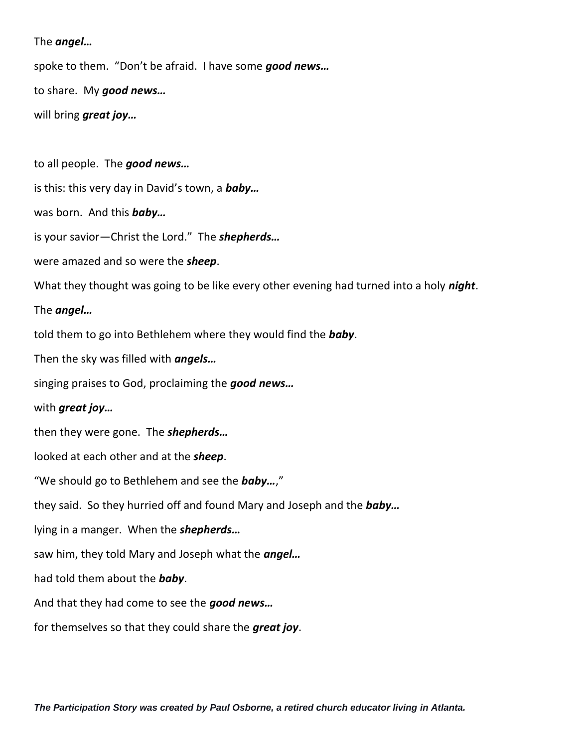The ***angel…***

spoke to them. "Don't be afraid. I have some ***good news…***

to share. My ***good news…***

will bring ***great joy…***

to all people. The ***good news…***

is this: this very day in David's town, a ***baby…***

was born. And this ***baby…***

is your savior—Christ the Lord." The ***shepherds…***

were amazed and so were the ***sheep***.

What they thought was going to be like every other evening had turned into a holy ***night***.

The ***angel…***

told them to go into Bethlehem where they would find the ***baby***.

Then the sky was filled with ***angels…***

singing praises to God, proclaiming the ***good news…***

with ***great joy…***

then they were gone. The ***shepherds…***

looked at each other and at the ***sheep***.

"We should go to Bethlehem and see the ***baby…***,"

they said. So they hurried off and found Mary and Joseph and the ***baby…***

lying in a manger. When the ***shepherds…***

saw him, they told Mary and Joseph what the ***angel…***

had told them about the ***baby***.

And that they had come to see the ***good news…***

for themselves so that they could share the ***great joy***.

***The Participation Story was created by Paul Osborne, a retired church educator living in Atlanta.***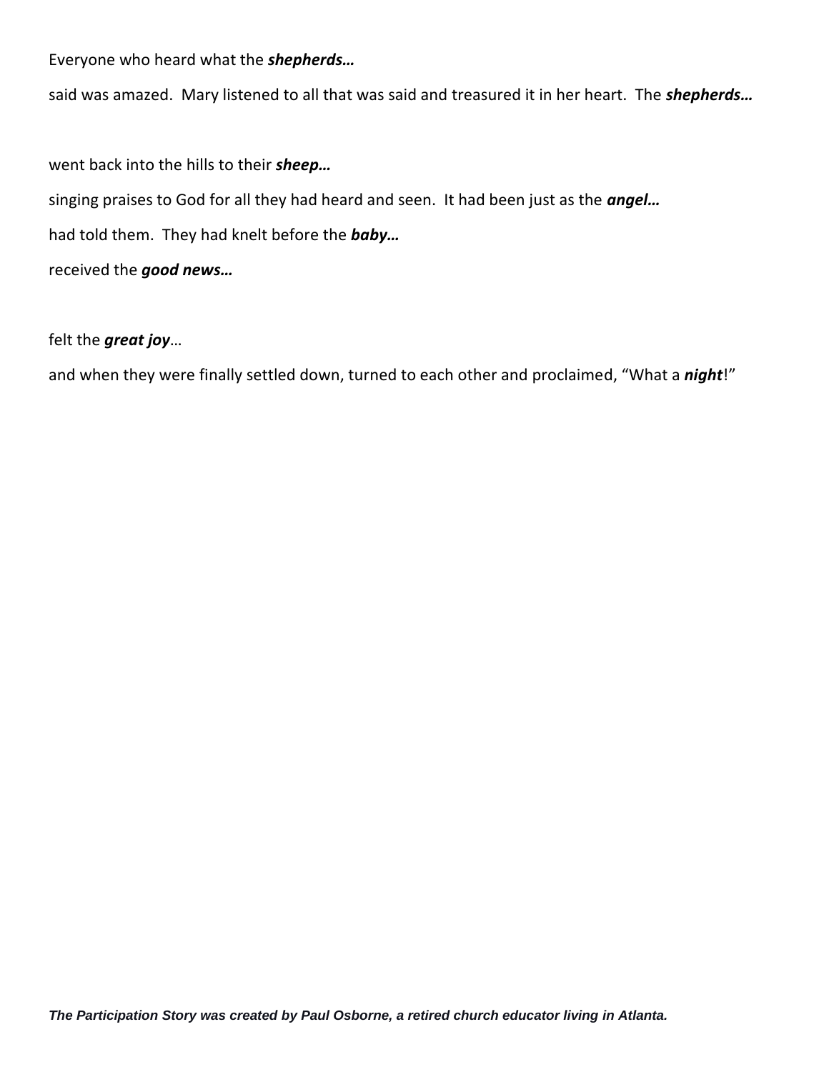Everyone who heard what the ***shepherds…***

said was amazed. Mary listened to all that was said and treasured it in her heart. The ***shepherds…***

went back into the hills to their ***sheep…***

singing praises to God for all they had heard and seen. It had been just as the ***angel…***

had told them. They had knelt before the ***baby…***

received the ***good news…***

felt the ***great joy***…

and when they were finally settled down, turned to each other and proclaimed, "What a ***night***!"

***The Participation Story was created by Paul Osborne, a retired church educator living in Atlanta.***